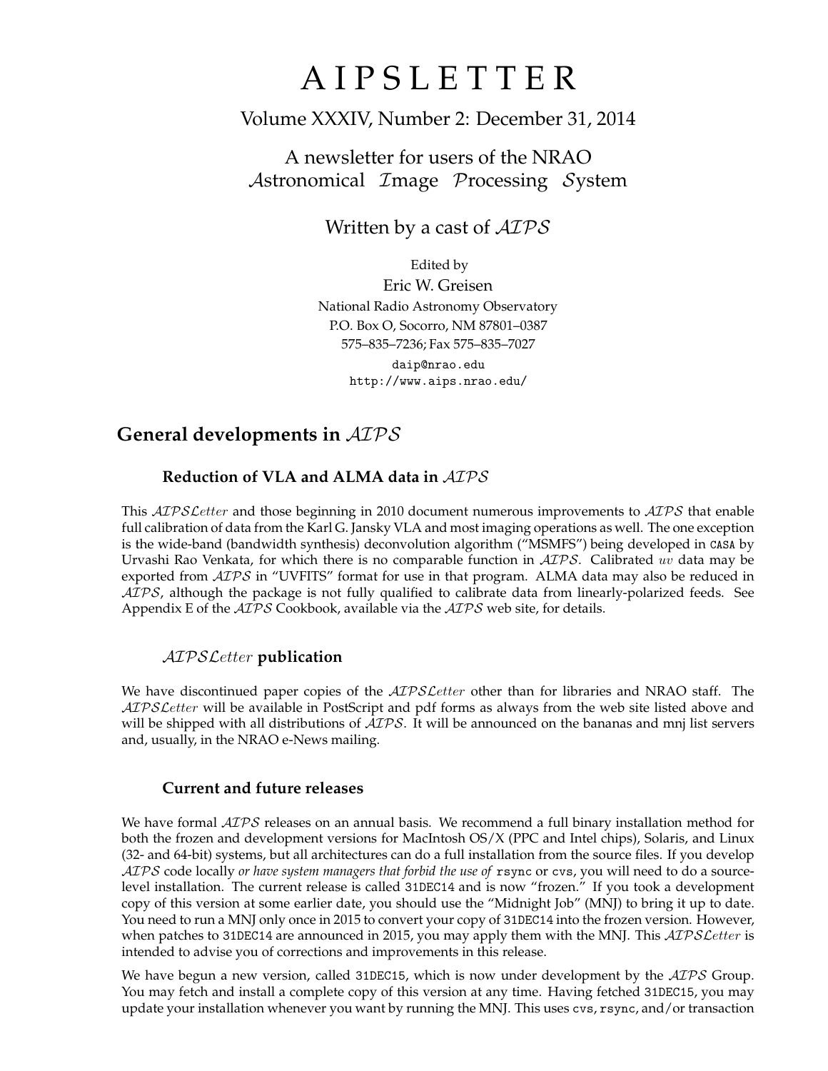# AIPSLETTER

Volume XXXIV, Number 2: December 31, 2014

A newsletter for users of the NRAO
*Astronomical Image Processing System*

Written by a cast of *AIPS*

Edited by
Eric W. Greisen
National Radio Astronomy Observatory
P.O. Box O, Socorro, NM 87801–0387
575–835–7236; Fax 575–835–7027
daip@nrao.edu
http://www.aips.nrao.edu/

## General developments in *AIPS*

### Reduction of VLA and ALMA data in *AIPS*

This *AIPSLetter* and those beginning in 2010 document numerous improvements to *AIPS* that enable full calibration of data from the Karl G. Jansky VLA and most imaging operations as well. The one exception is the wide-band (bandwidth synthesis) deconvolution algorithm ("MSMFS") being developed in CASA by Urvashi Rao Venkata, for which there is no comparable function in *AIPS*. Calibrated $uv$ data may be exported from *AIPS* in "UVFITS" format for use in that program. ALMA data may also be reduced in *AIPS*, although the package is not fully qualified to calibrate data from linearly-polarized feeds. See Appendix E of the *AIPS* Cookbook, available via the *AIPS* web site, for details.

### *AIPSLetter* publication

We have discontinued paper copies of the *AIPSLetter* other than for libraries and NRAO staff. The *AIPSLetter* will be available in PostScript and pdf forms as always from the web site listed above and will be shipped with all distributions of *AIPS*. It will be announced on the bananas and mnj list servers and, usually, in the NRAO e-News mailing.

### Current and future releases

We have formal *AIPS* releases on an annual basis. We recommend a full binary installation method for both the frozen and development versions for MacIntosh OS/X (PPC and Intel chips), Solaris, and Linux (32- and 64-bit) systems, but all architectures can do a full installation from the source files. If you develop *AIPS* code locally *or have system managers that forbid the use of* `rsync` or `cvs`, you will need to do a source-level installation. The current release is called `31DEC14` and is now "frozen." If you took a development copy of this version at some earlier date, you should use the "Midnight Job" (MNJ) to bring it up to date. You need to run a MNJ only once in 2015 to convert your copy of `31DEC14` into the frozen version. However, when patches to `31DEC14` are announced in 2015, you may apply them with the MNJ. This *AIPSLetter* is intended to advise you of corrections and improvements in this release.

We have begun a new version, called `31DEC15`, which is now under development by the *AIPS* Group. You may fetch and install a complete copy of this version at any time. Having fetched `31DEC15`, you may update your installation whenever you want by running the MNJ. This uses `cvs`, `rsync`, and/or transaction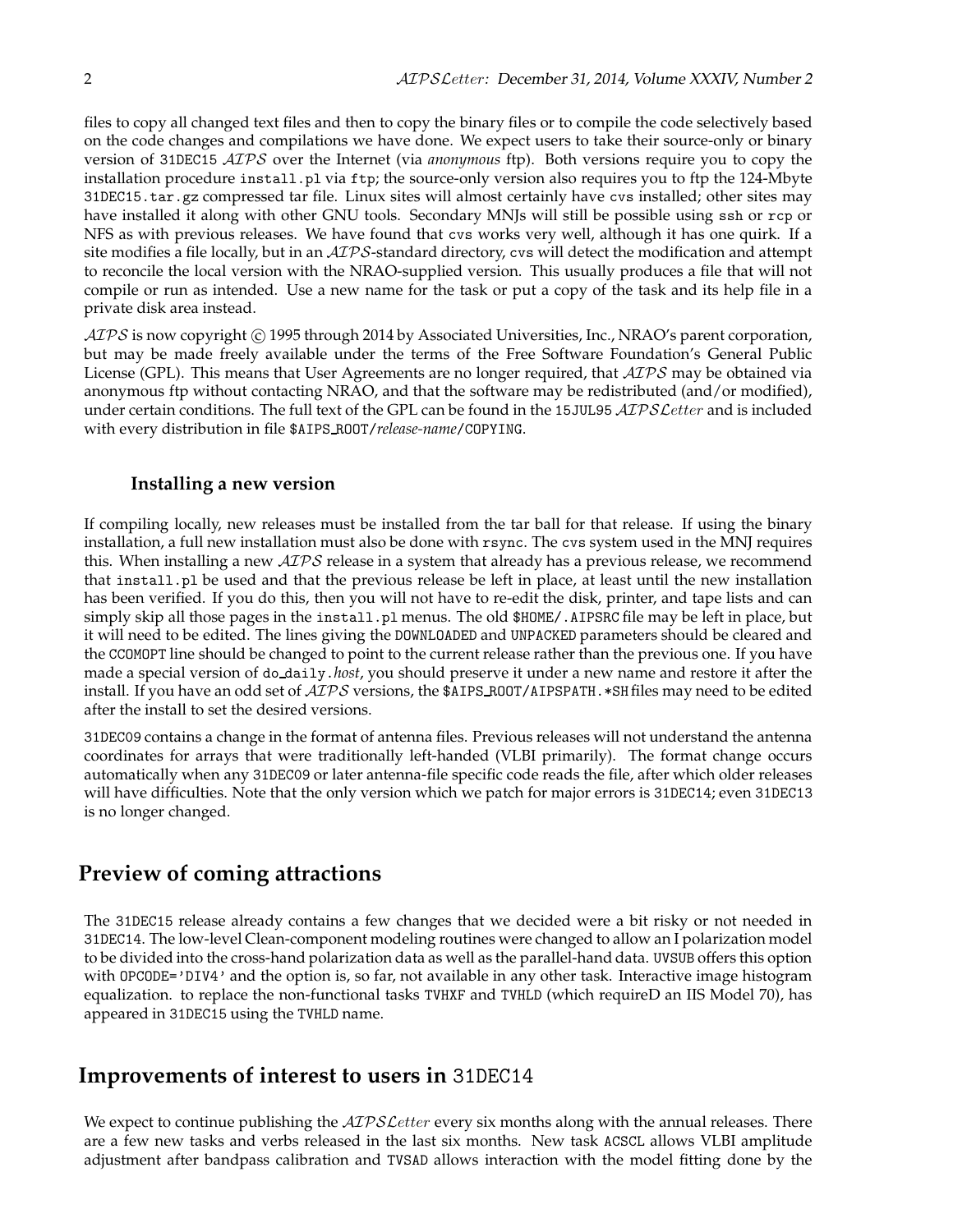files to copy all changed text files and then to copy the binary files or to compile the code selectively based on the code changes and compilations we have done. We expect users to take their source-only or binary version of 31DEC15 *AIPS* over the Internet (via *anonymous* ftp). Both versions require you to copy the installation procedure install.pl via ftp; the source-only version also requires you to ftp the 124-Mbyte 31DEC15.tar.gz compressed tar file. Linux sites will almost certainly have cvs installed; other sites may have installed it along with other GNU tools. Secondary MNJs will still be possible using ssh or rcp or NFS as with previous releases. We have found that cvs works very well, although it has one quirk. If a site modifies a file locally, but in an *AIPS*-standard directory, cvs will detect the modification and attempt to reconcile the local version with the NRAO-supplied version. This usually produces a file that will not compile or run as intended. Use a new name for the task or put a copy of the task and its help file in a private disk area instead.

*AIPS* is now copyright © 1995 through 2014 by Associated Universities, Inc., NRAO's parent corporation, but may be made freely available under the terms of the Free Software Foundation's General Public License (GPL). This means that User Agreements are no longer required, that *AIPS* may be obtained via anonymous ftp without contacting NRAO, and that the software may be redistributed (and/or modified), under certain conditions. The full text of the GPL can be found in the 15JUL95 *AIPSLetter* and is included with every distribution in file $AIPS_ROOT/*release-name*/COPYING.

### Installing a new version

If compiling locally, new releases must be installed from the tar ball for that release. If using the binary installation, a full new installation must also be done with rsync. The cvs system used in the MNJ requires this. When installing a new *AIPS* release in a system that already has a previous release, we recommend that install.pl be used and that the previous release be left in place, at least until the new installation has been verified. If you do this, then you will not have to re-edit the disk, printer, and tape lists and can simply skip all those pages in the install.pl menus. The old $HOME/.AIPSRC file may be left in place, but it will need to be edited. The lines giving the DOWNLOADED and UNPACKED parameters should be cleared and the CCOMOPT line should be changed to point to the current release rather than the previous one. If you have made a special version of do_daily.*host*, you should preserve it under a new name and restore it after the install. If you have an odd set of *AIPS* versions, the $AIPS_ROOT/AIPSPATH.*SH files may need to be edited after the install to set the desired versions.

31DEC09 contains a change in the format of antenna files. Previous releases will not understand the antenna coordinates for arrays that were traditionally left-handed (VLBI primarily). The format change occurs automatically when any 31DEC09 or later antenna-file specific code reads the file, after which older releases will have difficulties. Note that the only version which we patch for major errors is 31DEC14; even 31DEC13 is no longer changed.

## Preview of coming attractions

The 31DEC15 release already contains a few changes that we decided were a bit risky or not needed in 31DEC14. The low-level Clean-component modeling routines were changed to allow an I polarization model to be divided into the cross-hand polarization data as well as the parallel-hand data. UVSUB offers this option with OPCODE='DIV4' and the option is, so far, not available in any other task. Interactive image histogram equalization. to replace the non-functional tasks TVHXF and TVHLD (which requireD an IIS Model 70), has appeared in 31DEC15 using the TVHLD name.

## Improvements of interest to users in 31DEC14

We expect to continue publishing the *AIPSLetter* every six months along with the annual releases. There are a few new tasks and verbs released in the last six months. New task ACSCL allows VLBI amplitude adjustment after bandpass calibration and TVSAD allows interaction with the model fitting done by the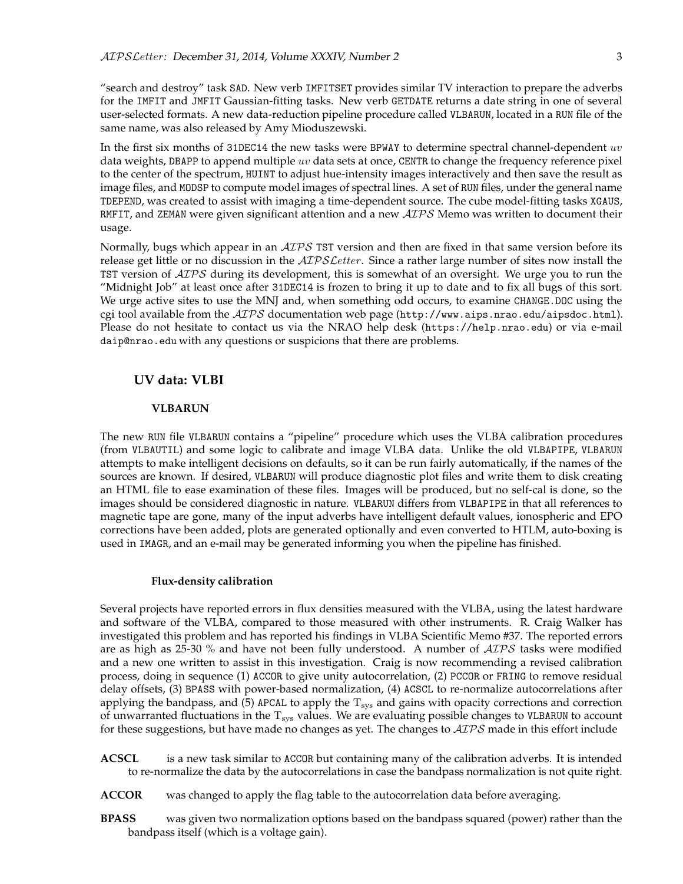"search and destroy" task SAD. New verb IMFITSET provides similar TV interaction to prepare the adverbs for the IMFIT and JMFIT Gaussian-fitting tasks. New verb GETDATE returns a date string in one of several user-selected formats. A new data-reduction pipeline procedure called VLBARUN, located in a RUN file of the same name, was also released by Amy Mioduszewski.

In the first six months of 31DEC14 the new tasks were BPWAY to determine spectral channel-dependent $uv$ data weights, DBAPP to append multiple $uv$ data sets at once, CENTR to change the frequency reference pixel to the center of the spectrum, HUINT to adjust hue-intensity images interactively and then save the result as image files, and MODSP to compute model images of spectral lines. A set of RUN files, under the general name TDEPEND, was created to assist with imaging a time-dependent source. The cube model-fitting tasks XGAUS, RMFIT, and ZEMAN were given significant attention and a new *AIPS* Memo was written to document their usage.

Normally, bugs which appear in an *AIPS* TST version and then are fixed in that same version before its release get little or no discussion in the *AIPSLetter*. Since a rather large number of sites now install the TST version of *AIPS* during its development, this is somewhat of an oversight. We urge you to run the "Midnight Job" at least once after 31DEC14 is frozen to bring it up to date and to fix all bugs of this sort. We urge active sites to use the MNJ and, when something odd occurs, to examine CHANGE.DOC using the cgi tool available from the *AIPS* documentation web page (http://www.aips.nrao.edu/aipsdoc.html). Please do not hesitate to contact us via the NRAO help desk (https://help.nrao.edu) or via e-mail daip@nrao.edu with any questions or suspicions that there are problems.

## UV data: VLBI

### VLBARUN

The new RUN file VLBARUN contains a "pipeline" procedure which uses the VLBA calibration procedures (from VLBAUTIL) and some logic to calibrate and image VLBA data. Unlike the old VLBAPIPE, VLBARUN attempts to make intelligent decisions on defaults, so it can be run fairly automatically, if the names of the sources are known. If desired, VLBARUN will produce diagnostic plot files and write them to disk creating an HTML file to ease examination of these files. Images will be produced, but no self-cal is done, so the images should be considered diagnostic in nature. VLBARUN differs from VLBAPIPE in that all references to magnetic tape are gone, many of the input adverbs have intelligent default values, ionospheric and EPO corrections have been added, plots are generated optionally and even converted to HTLM, auto-boxing is used in IMAGR, and an e-mail may be generated informing you when the pipeline has finished.

#### Flux-density calibration

Several projects have reported errors in flux densities measured with the VLBA, using the latest hardware and software of the VLBA, compared to those measured with other instruments. R. Craig Walker has investigated this problem and has reported his findings in VLBA Scientific Memo #37. The reported errors are as high as 25-30 % and have not been fully understood. A number of *AIPS* tasks were modified and a new one written to assist in this investigation. Craig is now recommending a revised calibration process, doing in sequence (1) ACCOR to give unity autocorrelation, (2) PCCOR or FRING to remove residual delay offsets, (3) BPASS with power-based normalization, (4) ACSCL to re-normalize autocorrelations after applying the bandpass, and (5) APCAL to apply the $T_{sys}$ and gains with opacity corrections and correction of unwarranted fluctuations in the $T_{sys}$ values. We are evaluating possible changes to VLBARUN to account for these suggestions, but have made no changes as yet. The changes to *AIPS* made in this effort include

**ACSCL** is a new task similar to ACCOR but containing many of the calibration adverbs. It is intended to re-normalize the data by the autocorrelations in case the bandpass normalization is not quite right.

**ACCOR** was changed to apply the flag table to the autocorrelation data before averaging.

**BPASS** was given two normalization options based on the bandpass squared (power) rather than the bandpass itself (which is a voltage gain).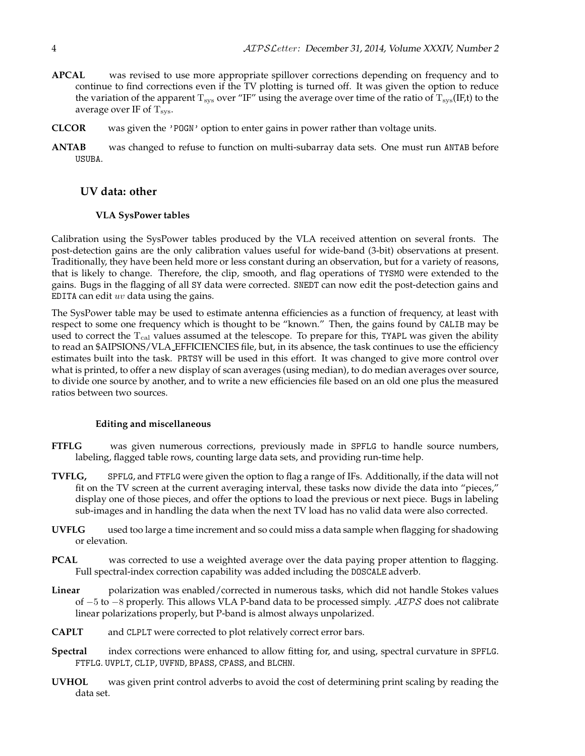**APCAL** was revised to use more appropriate spillover corrections depending on frequency and to continue to find corrections even if the TV plotting is turned off. It was given the option to reduce the variation of the apparent $T_{sys}$ over "IF" using the average over time of the ratio of $T_{sys}$(IF,t) to the average over IF of $T_{sys}$.

**CLCOR** was given the `'POGN'` option to enter gains in power rather than voltage units.

**ANTAB** was changed to refuse to function on multi-subarray data sets. One must run `ANTAB` before `USUBA`.

## UV data: other

### VLA SysPower tables

Calibration using the SysPower tables produced by the VLA received attention on several fronts. The post-detection gains are the only calibration values useful for wide-band (3-bit) observations at present. Traditionally, they have been held more or less constant during an observation, but for a variety of reasons, that is likely to change. Therefore, the clip, smooth, and flag operations of `TYSMO` were extended to the gains. Bugs in the flagging of all `SY` data were corrected. `SNEDT` can now edit the post-detection gains and `EDITA` can edit $uv$ data using the gains.

The SysPower table may be used to estimate antenna efficiencies as a function of frequency, at least with respect to some one frequency which is thought to be "known." Then, the gains found by `CALIB` may be used to correct the $T_{cal}$ values assumed at the telescope. To prepare for this, `TYAPL` was given the ability to read an $AIPSIONS/VLA_EFFICIENCIES file, but, in its absence, the task continues to use the efficiency estimates built into the task. `PRTSY` will be used in this effort. It was changed to give more control over what is printed, to offer a new display of scan averages (using median), to do median averages over source, to divide one source by another, and to write a new efficiencies file based on an old one plus the measured ratios between two sources.

### Editing and miscellaneous

**FTFLG** was given numerous corrections, previously made in `SPFLG` to handle source numbers, labeling, flagged table rows, counting large data sets, and providing run-time help.

**TVFLG,** `SPFLG`, and `FTFLG` were given the option to flag a range of IFs. Additionally, if the data will not fit on the TV screen at the current averaging interval, these tasks now divide the data into "pieces," display one of those pieces, and offer the options to load the previous or next piece. Bugs in labeling sub-images and in handling the data when the next TV load has no valid data were also corrected.

**UVFLG** used too large a time increment and so could miss a data sample when flagging for shadowing or elevation.

**PCAL** was corrected to use a weighted average over the data paying proper attention to flagging. Full spectral-index correction capability was added including the `DOSCALE` adverb.

**Linear** polarization was enabled/corrected in numerous tasks, which did not handle Stokes values of $-5$ to $-8$ properly. This allows VLA P-band data to be processed simply. *AIPS* does not calibrate linear polarizations properly, but P-band is almost always unpolarized.

**CAPLT** and `CLPLT` were corrected to plot relatively correct error bars.

**Spectral** index corrections were enhanced to allow fitting for, and using, spectral curvature in `SPFLG`. `FTFLG`. `UVPLT`, `CLIP`, `UVFND`, `BPASS`, `CPASS`, and `BLCHN`.

**UVHOL** was given print control adverbs to avoid the cost of determining print scaling by reading the data set.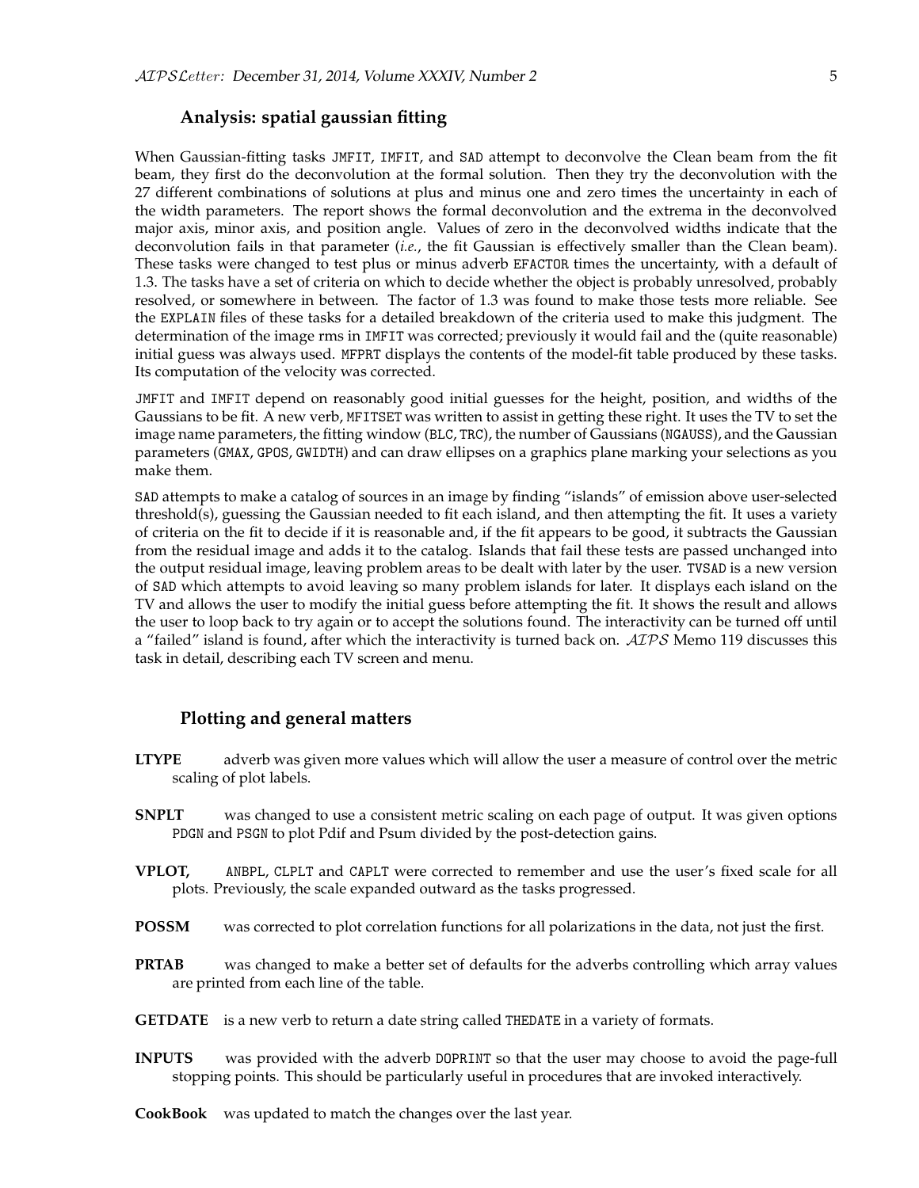## Analysis: spatial gaussian fitting

When Gaussian-fitting tasks `JMFIT`, `IMFIT`, and `SAD` attempt to deconvolve the Clean beam from the fit beam, they first do the deconvolution at the formal solution. Then they try the deconvolution with the 27 different combinations of solutions at plus and minus one and zero times the uncertainty in each of the width parameters. The report shows the formal deconvolution and the extrema in the deconvolved major axis, minor axis, and position angle. Values of zero in the deconvolved widths indicate that the deconvolution fails in that parameter (*i.e.*, the fit Gaussian is effectively smaller than the Clean beam). These tasks were changed to test plus or minus adverb `EFACTOR` times the uncertainty, with a default of 1.3. The tasks have a set of criteria on which to decide whether the object is probably unresolved, probably resolved, or somewhere in between. The factor of 1.3 was found to make those tests more reliable. See the `EXPLAIN` files of these tasks for a detailed breakdown of the criteria used to make this judgment. The determination of the image rms in `IMFIT` was corrected; previously it would fail and the (quite reasonable) initial guess was always used. `MFPRT` displays the contents of the model-fit table produced by these tasks. Its computation of the velocity was corrected.

`JMFIT` and `IMFIT` depend on reasonably good initial guesses for the height, position, and widths of the Gaussians to be fit. A new verb, `MFITSET` was written to assist in getting these right. It uses the TV to set the image name parameters, the fitting window (`BLC`, `TRC`), the number of Gaussians (`NGAUSS`), and the Gaussian parameters (`GMAX`, `GPOS`, `GWIDTH`) and can draw ellipses on a graphics plane marking your selections as you make them.

`SAD` attempts to make a catalog of sources in an image by finding "islands" of emission above user-selected threshold(s), guessing the Gaussian needed to fit each island, and then attempting the fit. It uses a variety of criteria on the fit to decide if it is reasonable and, if the fit appears to be good, it subtracts the Gaussian from the residual image and adds it to the catalog. Islands that fail these tests are passed unchanged into the output residual image, leaving problem areas to be dealt with later by the user. `TVSAD` is a new version of `SAD` which attempts to avoid leaving so many problem islands for later. It displays each island on the TV and allows the user to modify the initial guess before attempting the fit. It shows the result and allows the user to loop back to try again or to accept the solutions found. The interactivity can be turned off until a "failed" island is found, after which the interactivity is turned back on. *AIPS* Memo 119 discusses this task in detail, describing each TV screen and menu.

## Plotting and general matters

**LTYPE** adverb was given more values which will allow the user a measure of control over the metric scaling of plot labels.

**SNPLT** was changed to use a consistent metric scaling on each page of output. It was given options `PDGN` and `PSGN` to plot Pdif and Psum divided by the post-detection gains.

**VPLOT,** `ANBPL`, `CLPLT` and `CAPLT` were corrected to remember and use the user's fixed scale for all plots. Previously, the scale expanded outward as the tasks progressed.

**POSSM** was corrected to plot correlation functions for all polarizations in the data, not just the first.

**PRTAB** was changed to make a better set of defaults for the adverbs controlling which array values are printed from each line of the table.

**GETDATE** is a new verb to return a date string called `THEDATE` in a variety of formats.

**INPUTS** was provided with the adverb `DOPRINT` so that the user may choose to avoid the page-full stopping points. This should be particularly useful in procedures that are invoked interactively.

**CookBook** was updated to match the changes over the last year.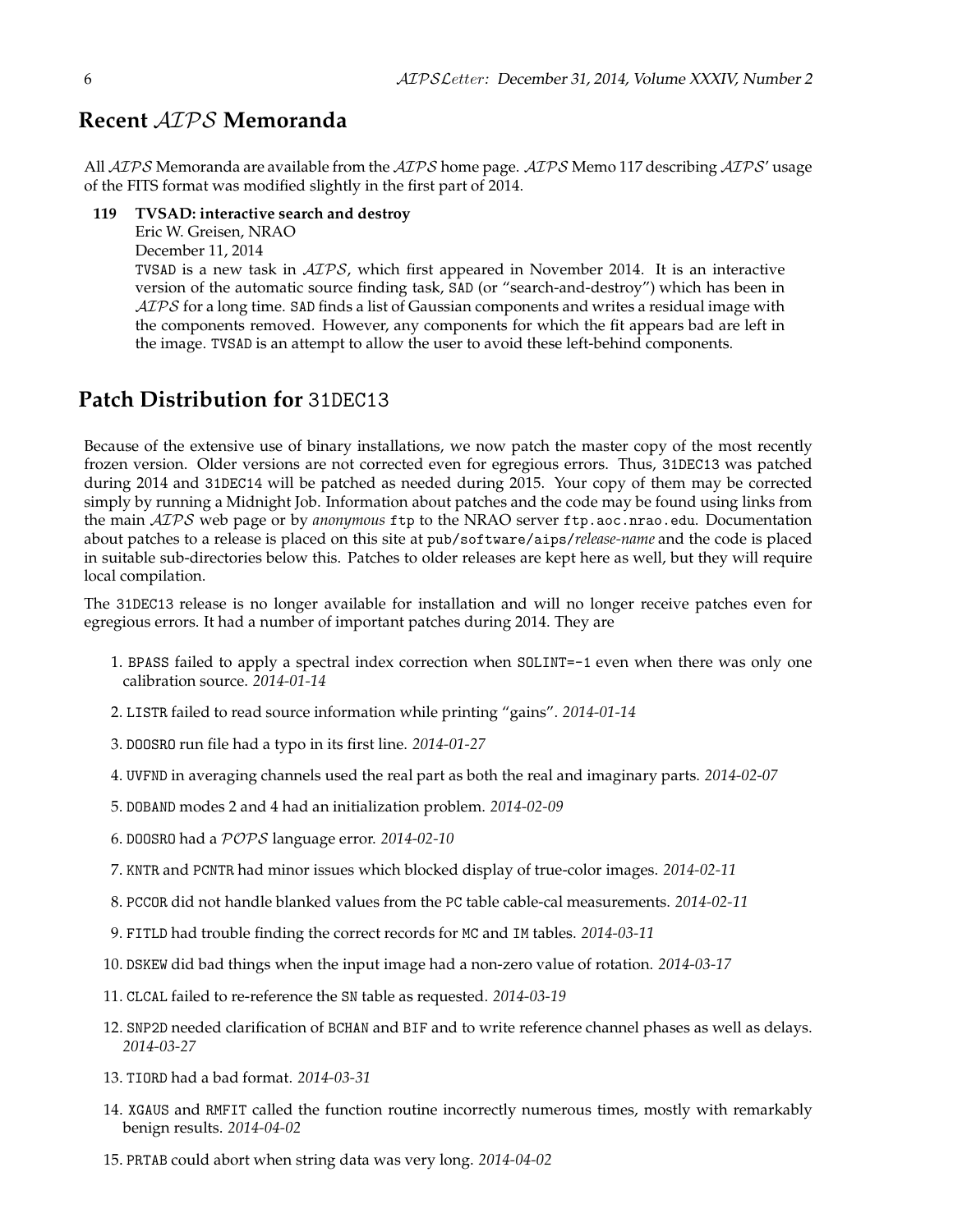## Recent AIPS Memoranda

All AIPS Memoranda are available from the AIPS home page. AIPS Memo 117 describing AIPS' usage of the FITS format was modified slightly in the first part of 2014.

**119 TVSAD: interactive search and destroy**
Eric W. Greisen, NRAO
December 11, 2014
TVSAD is a new task in AIPS, which first appeared in November 2014. It is an interactive version of the automatic source finding task, SAD (or "search-and-destroy") which has been in AIPS for a long time. SAD finds a list of Gaussian components and writes a residual image with the components removed. However, any components for which the fit appears bad are left in the image. TVSAD is an attempt to allow the user to avoid these left-behind components.

## Patch Distribution for 31DEC13

Because of the extensive use of binary installations, we now patch the master copy of the most recently frozen version. Older versions are not corrected even for egregious errors. Thus, 31DEC13 was patched during 2014 and 31DEC14 will be patched as needed during 2015. Your copy of them may be corrected simply by running a Midnight Job. Information about patches and the code may be found using links from the main AIPS web page or by *anonymous* ftp to the NRAO server ftp.aoc.nrao.edu. Documentation about patches to a release is placed on this site at pub/software/aips/*release-name* and the code is placed in suitable sub-directories below this. Patches to older releases are kept here as well, but they will require local compilation.

The 31DEC13 release is no longer available for installation and will no longer receive patches even for egregious errors. It had a number of important patches during 2014. They are

1. BPASS failed to apply a spectral index correction when SOLINT=-1 even when there was only one calibration source. *2014-01-14*
2. LISTR failed to read source information while printing "gains". *2014-01-14*
3. DOOSRO run file had a typo in its first line. *2014-01-27*
4. UVFND in averaging channels used the real part as both the real and imaginary parts. *2014-02-07*
5. DOBAND modes 2 and 4 had an initialization problem. *2014-02-09*
6. DOOSRO had a POPS language error. *2014-02-10*
7. KNTR and PCNTR had minor issues which blocked display of true-color images. *2014-02-11*
8. PCCOR did not handle blanked values from the PC table cable-cal measurements. *2014-02-11*
9. FITLD had trouble finding the correct records for MC and IM tables. *2014-03-11*
10. DSKEW did bad things when the input image had a non-zero value of rotation. *2014-03-17*
11. CLCAL failed to re-reference the SN table as requested. *2014-03-19*
12. SNP2D needed clarification of BCHAN and BIF and to write reference channel phases as well as delays. *2014-03-27*
13. TIORD had a bad format. *2014-03-31*
14. XGAUS and RMFIT called the function routine incorrectly numerous times, mostly with remarkably benign results. *2014-04-02*
15. PRTAB could abort when string data was very long. *2014-04-02*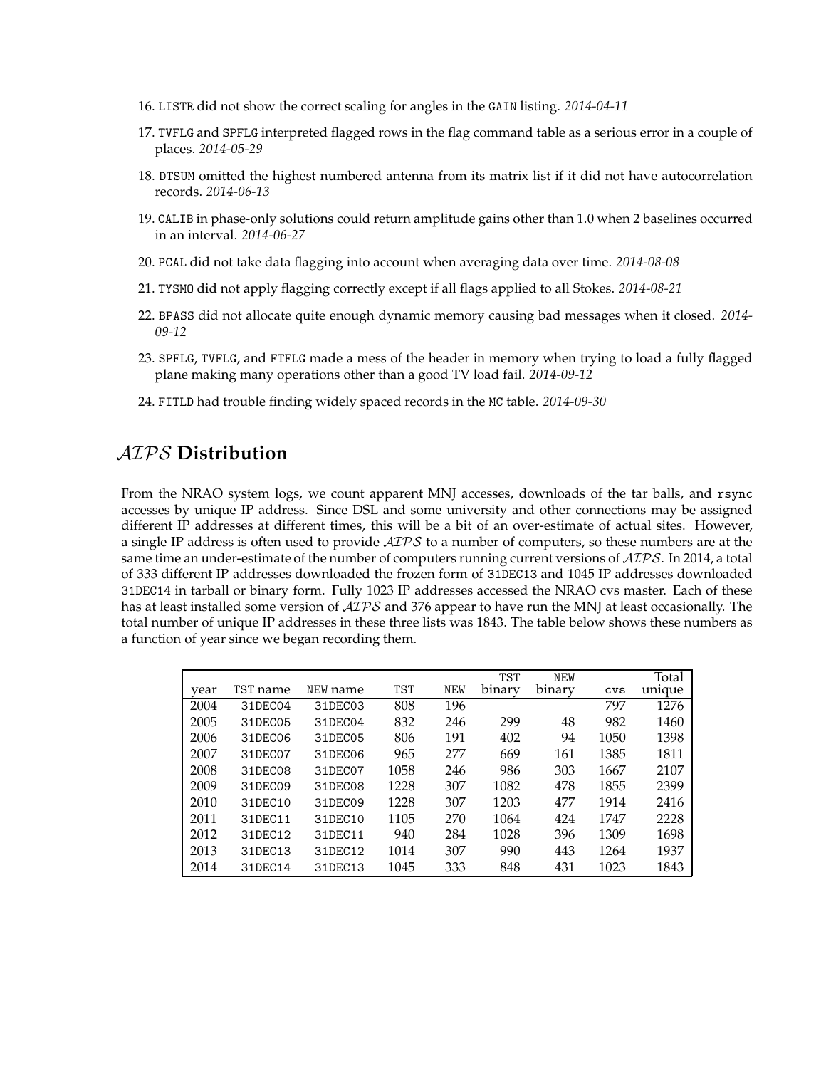16. LISTR did not show the correct scaling for angles in the GAIN listing. *2014-04-11*

17. TVFLG and SPFLG interpreted flagged rows in the flag command table as a serious error in a couple of places. *2014-05-29*

18. DTSUM omitted the highest numbered antenna from its matrix list if it did not have autocorrelation records. *2014-06-13*

19. CALIB in phase-only solutions could return amplitude gains other than 1.0 when 2 baselines occurred in an interval. *2014-06-27*

20. PCAL did not take data flagging into account when averaging data over time. *2014-08-08*

21. TYSMO did not apply flagging correctly except if all flags applied to all Stokes. *2014-08-21*

22. BPASS did not allocate quite enough dynamic memory causing bad messages when it closed. *2014-09-12*

23. SPFLG, TVFLG, and FTFLG made a mess of the header in memory when trying to load a fully flagged plane making many operations other than a good TV load fail. *2014-09-12*

24. FITLD had trouble finding widely spaced records in the MC table. *2014-09-30*

## *AIPS* Distribution

From the NRAO system logs, we count apparent MNJ accesses, downloads of the tar balls, and rsync accesses by unique IP address. Since DSL and some university and other connections may be assigned different IP addresses at different times, this will be a bit of an over-estimate of actual sites. However, a single IP address is often used to provide *AIPS* to a number of computers, so these numbers are at the same time an under-estimate of the number of computers running current versions of *AIPS*. In 2014, a total of 333 different IP addresses downloaded the frozen form of 31DEC13 and 1045 IP addresses downloaded 31DEC14 in tarball or binary form. Fully 1023 IP addresses accessed the NRAO cvs master. Each of these has at least installed some version of *AIPS* and 376 appear to have run the MNJ at least occasionally. The total number of unique IP addresses in these three lists was 1843. The table below shows these numbers as a function of year since we began recording them.

| year | TST name | NEW name | TST | NEW | TST binary | NEW binary | cvs | Total unique |
|---|---|---|---|---|---|---|---|---|
| 2004 | 31DEC04 | 31DEC03 | 808 | 196 | | | 797 | 1276 |
| 2005 | 31DEC05 | 31DEC04 | 832 | 246 | 299 | 48 | 982 | 1460 |
| 2006 | 31DEC06 | 31DEC05 | 806 | 191 | 402 | 94 | 1050 | 1398 |
| 2007 | 31DEC07 | 31DEC06 | 965 | 277 | 669 | 161 | 1385 | 1811 |
| 2008 | 31DEC08 | 31DEC07 | 1058 | 246 | 986 | 303 | 1667 | 2107 |
| 2009 | 31DEC09 | 31DEC08 | 1228 | 307 | 1082 | 478 | 1855 | 2399 |
| 2010 | 31DEC10 | 31DEC09 | 1228 | 307 | 1203 | 477 | 1914 | 2416 |
| 2011 | 31DEC11 | 31DEC10 | 1105 | 270 | 1064 | 424 | 1747 | 2228 |
| 2012 | 31DEC12 | 31DEC11 | 940 | 284 | 1028 | 396 | 1309 | 1698 |
| 2013 | 31DEC13 | 31DEC12 | 1014 | 307 | 990 | 443 | 1264 | 1937 |
| 2014 | 31DEC14 | 31DEC13 | 1045 | 333 | 848 | 431 | 1023 | 1843 |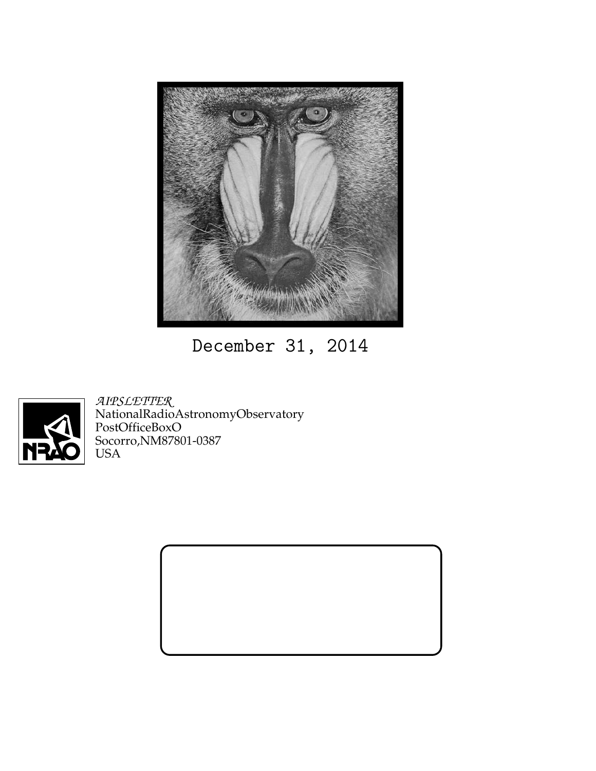December 31, 2014

*AIPSLETTER*
NationalRadioAstronomyObservatory
PostOfficeBoxO
Socorro,NM87801-0387
USA